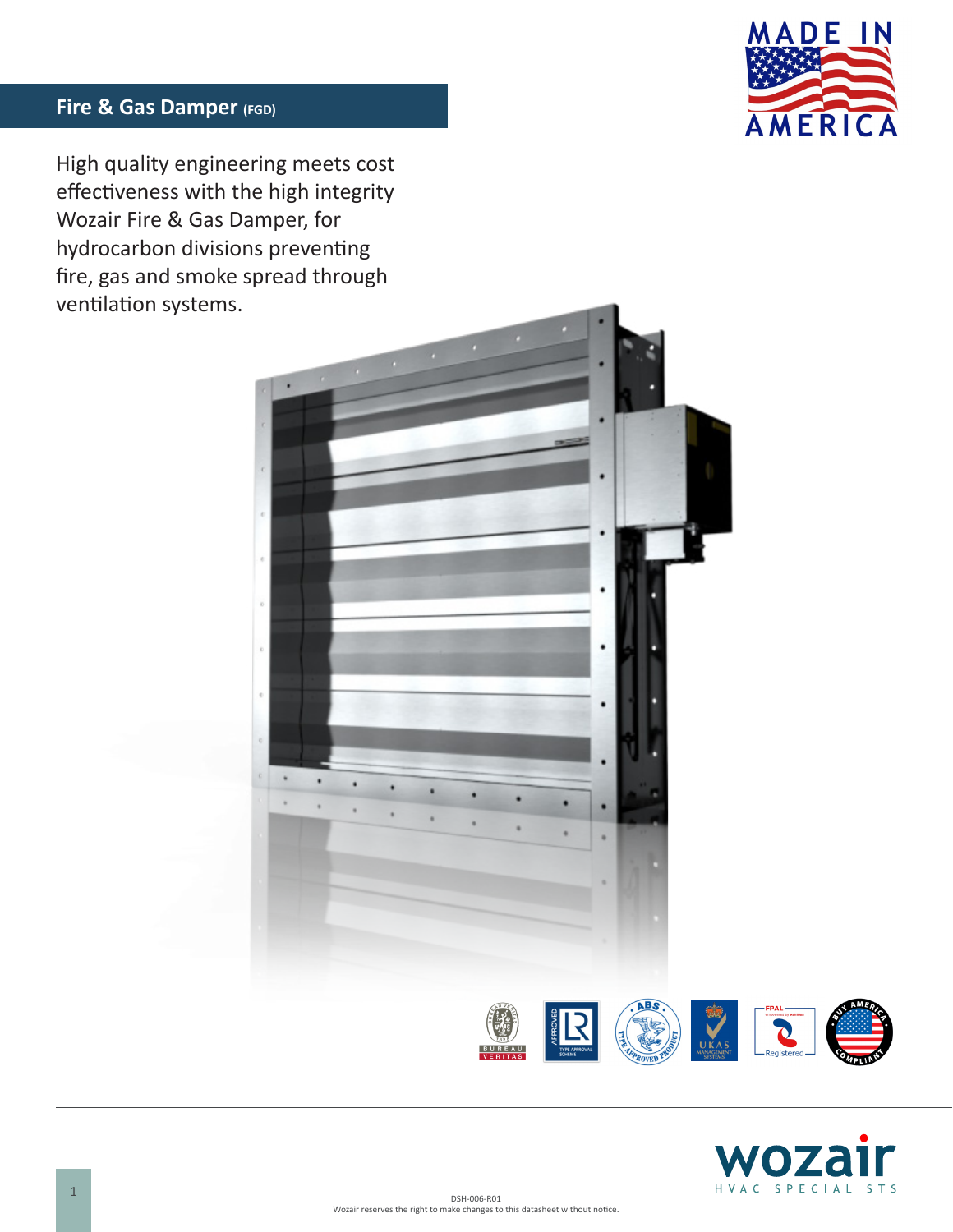## Fire & Gas Damper (FGD)

High quality engineering meets cost effectiveness with the high integrity Wozair Fire & Gas Damper, for hydrocarbon divisions preventing fire, gas and smoke spread through ventilation systems.

DSH-006-R01
Wozair reserves the right to make changes to this datasheet without notice.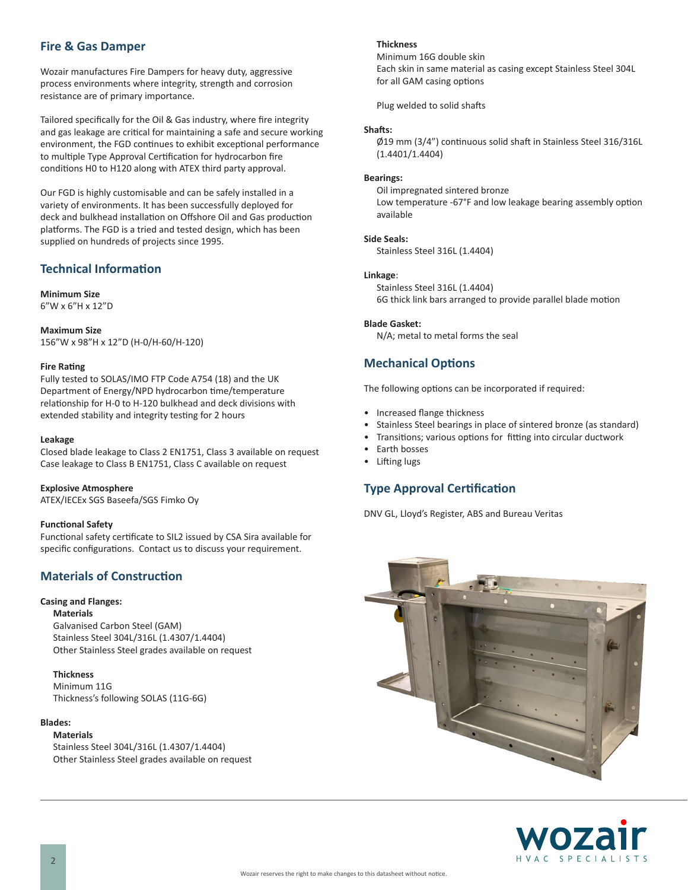## Fire & Gas Damper

Wozair manufactures Fire Dampers for heavy duty, aggressive process environments where integrity, strength and corrosion resistance are of primary importance.

Tailored specifically for the Oil & Gas industry, where fire integrity and gas leakage are critical for maintaining a safe and secure working environment, the FGD continues to exhibit exceptional performance to multiple Type Approval Certification for hydrocarbon fire conditions H0 to H120 along with ATEX third party approval.

Our FGD is highly customisable and can be safely installed in a variety of environments. It has been successfully deployed for deck and bulkhead installation on Offshore Oil and Gas production platforms. The FGD is a tried and tested design, which has been supplied on hundreds of projects since 1995.

## Technical Information

**Minimum Size**
6"W x 6"H x 12"D

**Maximum Size**
156"W x 98"H x 12"D (H-0/H-60/H-120)

**Fire Rating**
Fully tested to SOLAS/IMO FTP Code A754 (18) and the UK Department of Energy/NPD hydrocarbon time/temperature relationship for H-0 to H-120 bulkhead and deck divisions with extended stability and integrity testing for 2 hours

**Leakage**
Closed blade leakage to Class 2 EN1751, Class 3 available on request
Case leakage to Class B EN1751, Class C available on request

**Explosive Atmosphere**
ATEX/IECEx SGS Baseefa/SGS Fimko Oy

**Functional Safety**
Functional safety certificate to SIL2 issued by CSA Sira available for specific configurations. Contact us to discuss your requirement.

## Materials of Construction

**Casing and Flanges:**

**Materials**
Galvanised Carbon Steel (GAM)
Stainless Steel 304L/316L (1.4307/1.4404)
Other Stainless Steel grades available on request

**Thickness**
Minimum 11G
Thickness's following SOLAS (11G-6G)

**Blades:**

**Materials**
Stainless Steel 304L/316L (1.4307/1.4404)
Other Stainless Steel grades available on request

**Thickness**
Minimum 16G double skin
Each skin in same material as casing except Stainless Steel 304L for all GAM casing options

Plug welded to solid shafts

**Shafts:**
Ø19 mm (3/4") continuous solid shaft in Stainless Steel 316/316L (1.4401/1.4404)

**Bearings:**
Oil impregnated sintered bronze
Low temperature -67°F and low leakage bearing assembly option available

**Side Seals:**
Stainless Steel 316L (1.4404)

**Linkage**:
Stainless Steel 316L (1.4404)
6G thick link bars arranged to provide parallel blade motion

**Blade Gasket:**
N/A; metal to metal forms the seal

## Mechanical Options

The following options can be incorporated if required:

- Increased flange thickness
- Stainless Steel bearings in place of sintered bronze (as standard)
- Transitions; various options for fitting into circular ductwork
- Earth bosses
- Lifting lugs

## Type Approval Certification

DNV GL, Lloyd's Register, ABS and Bureau Veritas

Wozair reserves the right to make changes to this datasheet without notice.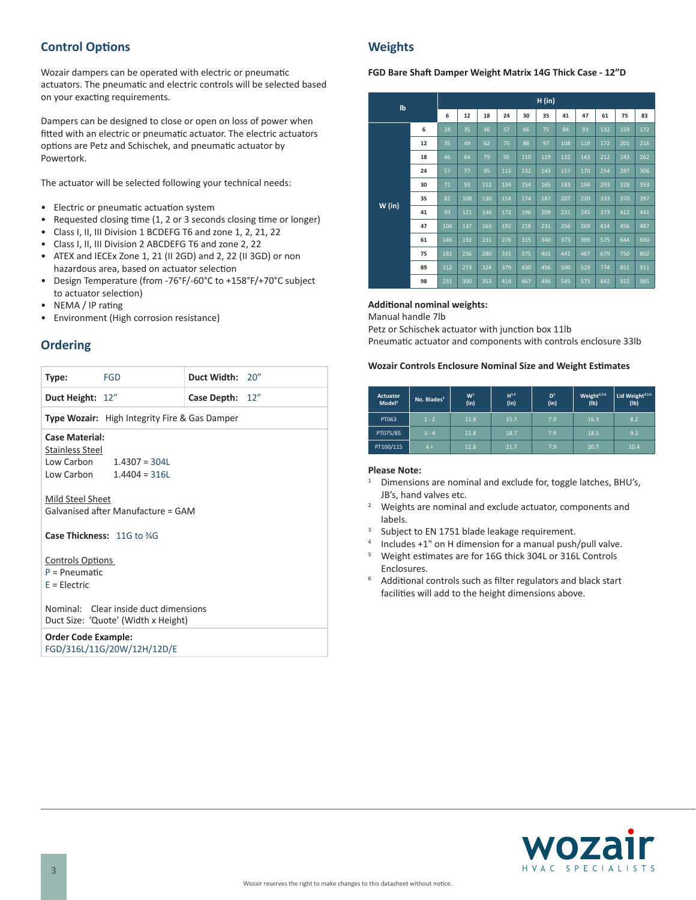## Control Options

Wozair dampers can be operated with electric or pneumatic actuators. The pneumatic and electric controls will be selected based on your exacting requirements.

Dampers can be designed to close or open on loss of power when fitted with an electric or pneumatic actuator. The electric actuators options are Petz and Schischek, and pneumatic actuator by Powertork.

The actuator will be selected following your technical needs:

- Electric or pneumatic actuation system
- Requested closing time (1, 2 or 3 seconds closing time or longer)
- Class I, II, III Division 1 BCDEFG T6 and zone 1, 2, 21, 22
- Class I, II, III Division 2 ABCDEFG T6 and zone 2, 22
- ATEX and IECEx Zone 1, 21 (II 2GD) and 2, 22 (II 3GD) or non hazardous area, based on actuator selection
- Design Temperature (from -76°F/-60°C to +158°F/+70°C subject to actuator selection)
- NEMA / IP rating
- Environment (High corrosion resistance)

## Ordering

| | |
|---|---|
| **Type:** FGD | **Duct Width:** 20" |
| **Duct Height:** 12" | **Case Depth:** 12" |

**Type Wozair:** High Integrity Fire & Gas Damper

**Case Material:**

Stainless Steel

Low Carbon 1.4307 = 304L

Low Carbon 1.4404 = 316L

Mild Steel Sheet

Galvanised after Manufacture = GAM

**Case Thickness:** 11G to ¾G

Controls Options

P = Pneumatic

E = Electric

Nominal: Clear inside duct dimensions

Duct Size: 'Quote' (Width x Height)

**Order Code Example:**

FGD/316L/11G/20W/12H/12D/E

## Weights

**FGD Bare Shaft Damper Weight Matrix 14G Thick Case - 12"D**

| lb | | H (in) | | | | | | | | | | |
|---|---|---|---|---|---|---|---|---|---|---|---|---|
| | | 6 | 12 | 18 | 24 | 30 | 35 | 41 | 47 | 61 | 75 | 83 |
| W (in) | 6 | 24 | 35 | 46 | 57 | 66 | 75 | 84 | 93 | 132 | 159 | 172 |
| | 12 | 35 | 49 | 62 | 75 | 88 | 97 | 108 | 119 | 172 | 201 | 216 |
| | 18 | 46 | 64 | 79 | 95 | 110 | 119 | 132 | 143 | 212 | 243 | 262 |
| | 24 | 57 | 77 | 95 | 115 | 132 | 143 | 157 | 170 | 254 | 287 | 306 |
| | 30 | 71 | 93 | 112 | 134 | 154 | 165 | 183 | 194 | 293 | 328 | 353 |
| | 35 | 82 | 108 | 130 | 154 | 174 | 187 | 207 | 220 | 333 | 370 | 397 |
| | 41 | 93 | 121 | 146 | 172 | 196 | 209 | 231 | 245 | 373 | 412 | 441 |
| | 47 | 104 | 137 | 163 | 192 | 218 | 231 | 256 | 269 | 414 | 456 | 487 |
| | 61 | 146 | 192 | 231 | 276 | 315 | 340 | 373 | 399 | 575 | 644 | 690 |
| | 75 | 181 | 236 | 280 | 331 | 375 | 401 | 441 | 467 | 679 | 750 | 802 |
| | 89 | 212 | 273 | 324 | 379 | 430 | 456 | 500 | 529 | 774 | 851 | 911 |
| | 98 | 231 | 300 | 353 | 414 | 467 | 496 | 545 | 573 | 842 | 922 | 985 |

**Additional nominal weights:**

Manual handle 7lb

Petz or Schischek actuator with junction box 11lb

Pneumatic actuator and components with controls enclosure 33lb

**Wozair Controls Enclosure Nominal Size and Weight Estimates**

| Actuator Model[3] | No. Blades[3] | W[1] (in) | H[1,4] (in) | D[1] (in) | Weight[2,5,6] (lb) | Lid Weight[2,5,6] (lb) |
|---|---|---|---|---|---|---|
| PT063 | 1 - 2 | 11.8 | 15.7 | 7.9 | 16.3 | 8.2 |
| PT075/85 | 3 - 4 | 11.8 | 18.7 | 7.9 | 18.5 | 9.3 |
| PT100/115 | 4 + | 11.8 | 21.7 | 7.9 | 20.7 | 10.4 |

**Please Note:**

1. Dimensions are nominal and exclude for, toggle latches, BHU's, JB's, hand valves etc.
2. Weights are nominal and exclude actuator, components and labels.
3. Subject to EN 1751 blade leakage requirement.
4. Includes +1" on H dimension for a manual push/pull valve.
5. Weight estimates are for 16G thick 304L or 316L Controls Enclosures.
6. Additional controls such as filter regulators and black start facilities will add to the height dimensions above.

Wozair reserves the right to make changes to this datasheet without notice.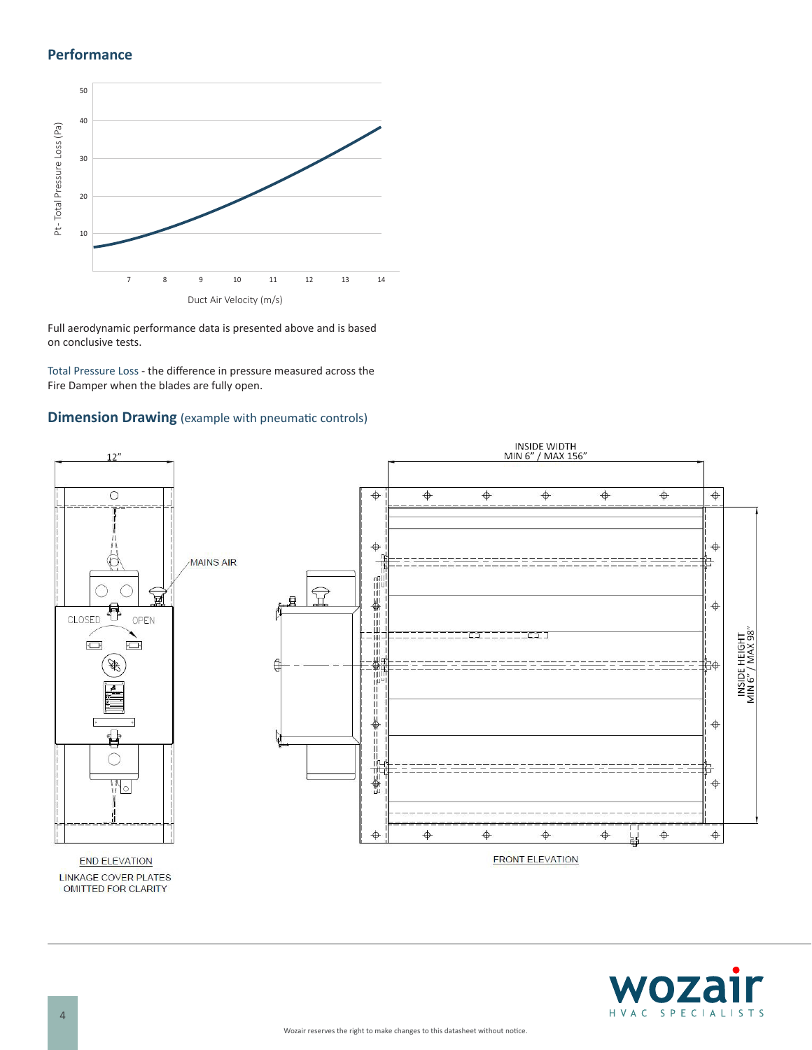## Performance

Full aerodynamic performance data is presented above and is based on conclusive tests.

Total Pressure Loss - the difference in pressure measured across the Fire Damper when the blades are fully open.

## Dimension Drawing (example with pneumatic controls)

END ELEVATION

LINKAGE COVER PLATES OMITTED FOR CLARITY

FRONT ELEVATION

Wozair reserves the right to make changes to this datasheet without notice.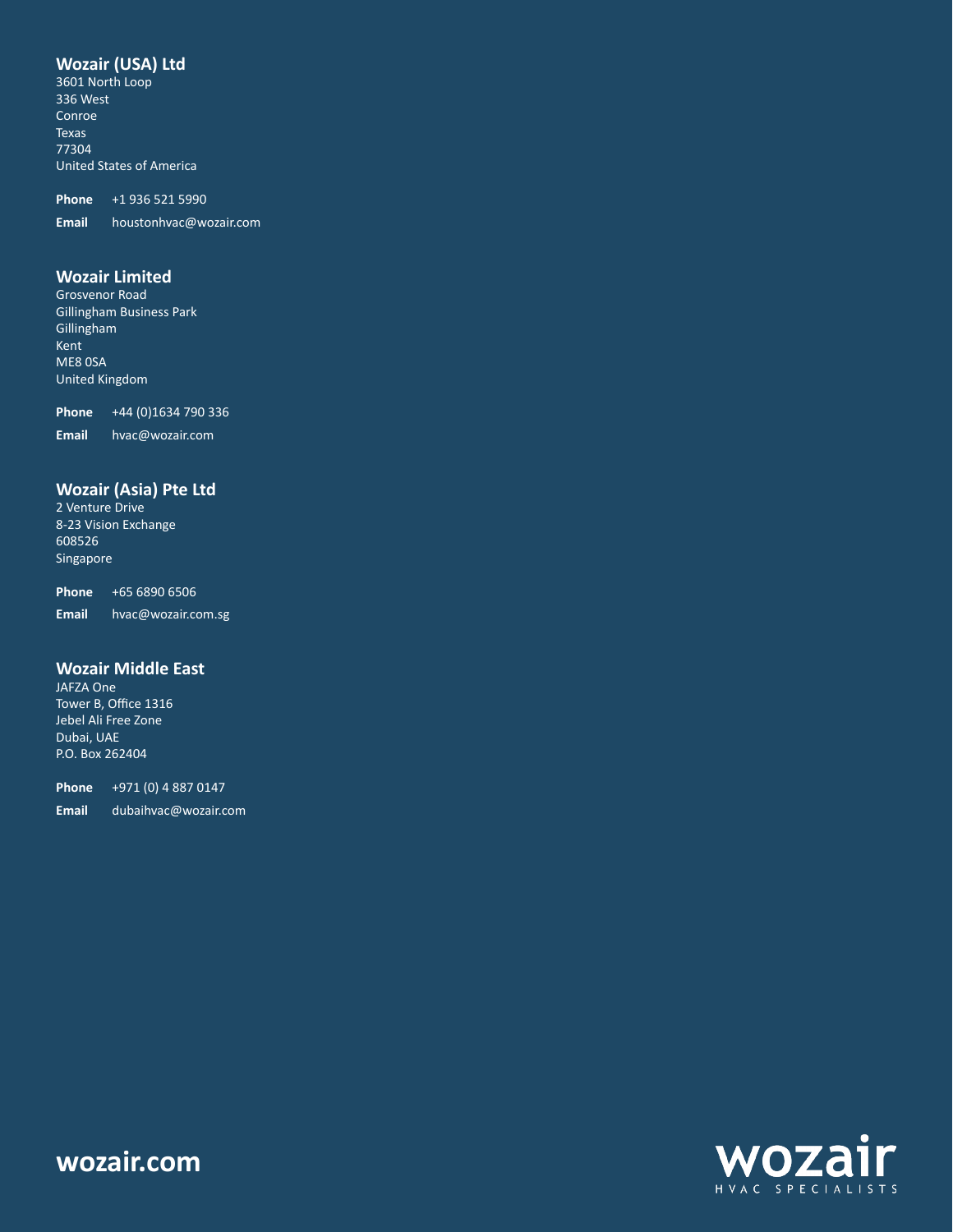## Wozair (USA) Ltd

3601 North Loop
336 West
Conroe
Texas
77304
United States of America

**Phone** +1 936 521 5990

**Email** houstonhvac@wozair.com

## Wozair Limited

Grosvenor Road
Gillingham Business Park
Gillingham
Kent
ME8 0SA
United Kingdom

**Phone** +44 (0)1634 790 336

**Email** hvac@wozair.com

## Wozair (Asia) Pte Ltd

2 Venture Drive
8-23 Vision Exchange
608526
Singapore

**Phone** +65 6890 6506

**Email** hvac@wozair.com.sg

## Wozair Middle East

JAFZA One
Tower B, Office 1316
Jebel Ali Free Zone
Dubai, UAE
P.O. Box 262404

**Phone** +971 (0) 4 887 0147

**Email** dubaihvac@wozair.com

**wozair.com**

wozair
HVAC SPECIALISTS